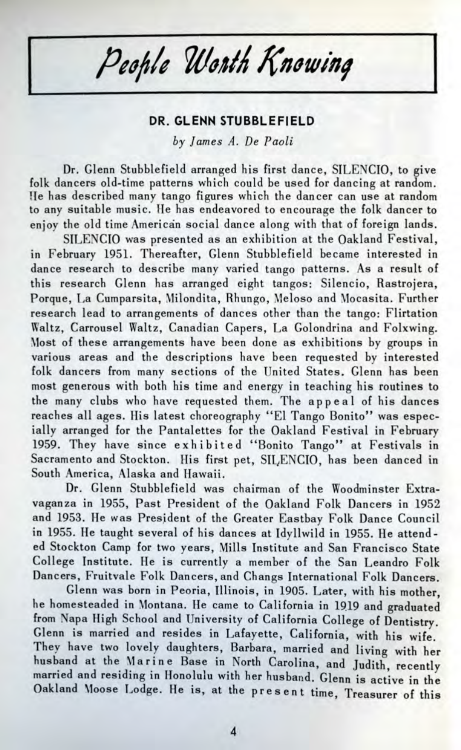# *People Worth Knowing*

### DR. GLENN STUBBLEFIELD

*by James A. De Paoli*

Dr. Glenn Stubblefield arranged his first dance, SILENCIO, to give folk dancers old-time patterns which could be used for dancing at random. He has described many tango figures which the dancer can use at random to any suitable music. He has endeavored to encourage the folk dancer to enjoy the old time American social dance along with that of foreign lands.

SILENCIO was presented as an exhibition at the Oakland Festival, in February 1951. Thereafter, Glenn Stubblefield became interested in dance research to describe many varied tango patterns. As a result of this research Glenn has arranged eight tangos: Silencio, Rastrojera, Porque, La Cumparsita, Milondita, Rhungo, Meloso and Mocasita. Further research lead to arrangements of dances other than the tango: Flirtation Waltz, Carrousel Waltz, Canadian Capers, La Golondrina and Folxwing. Most of these arrangements have been done as exhibitions by groups in various areas and the descriptions have been requested by interested folk dancers from many sections of the United States. Glenn has been most generous with both his time and energy in teaching his routines to the many clubs who have requested them. The appeal of his dances reaches all ages. His latest choreography "El Tango Bonito" was especially arranged for the Pantalettes for the Oakland Festival in February 1959. They have since exhibited "Bonito Tango" at Festivals in Sacramento and Stockton. His first pet, SILENCIO, has been danced in South America, Alaska and Hawaii.

Dr. Glenn Stubblefield was chairman of the Woodminster Extravaganza in 1955, Past President of the Oakland Folk Dancers in 1952 and 1953. He was President of the Greater Eastbay Folk Dance Council in 1955. He taught several of his dances at Idyllwild in 1955. He attended Stockton Camp for two years, Mills Institute and San Francisco State College Institute. He is currently a member of the San Leandro Folk Dancers, Fruitvale Folk Dancers, and Changs International Folk Dancers.

Glenn was born in Peoria, Illinois, in 1905. Later, with his mother, he homesteaded in Montana. He came to California in 1919 and graduated from Napa High School and University of California College of Dentistry. Glenn is married and resides in Lafayette, California, with his wife. They have two lovely daughters, Barbara, married and living with her husband at the Marine Base in North Carolina, and Judith, recently married and residing in Honolulu with her husband. Glenn is active in the Oakland Moose Lodge. He is, at the present time, Treasurer of this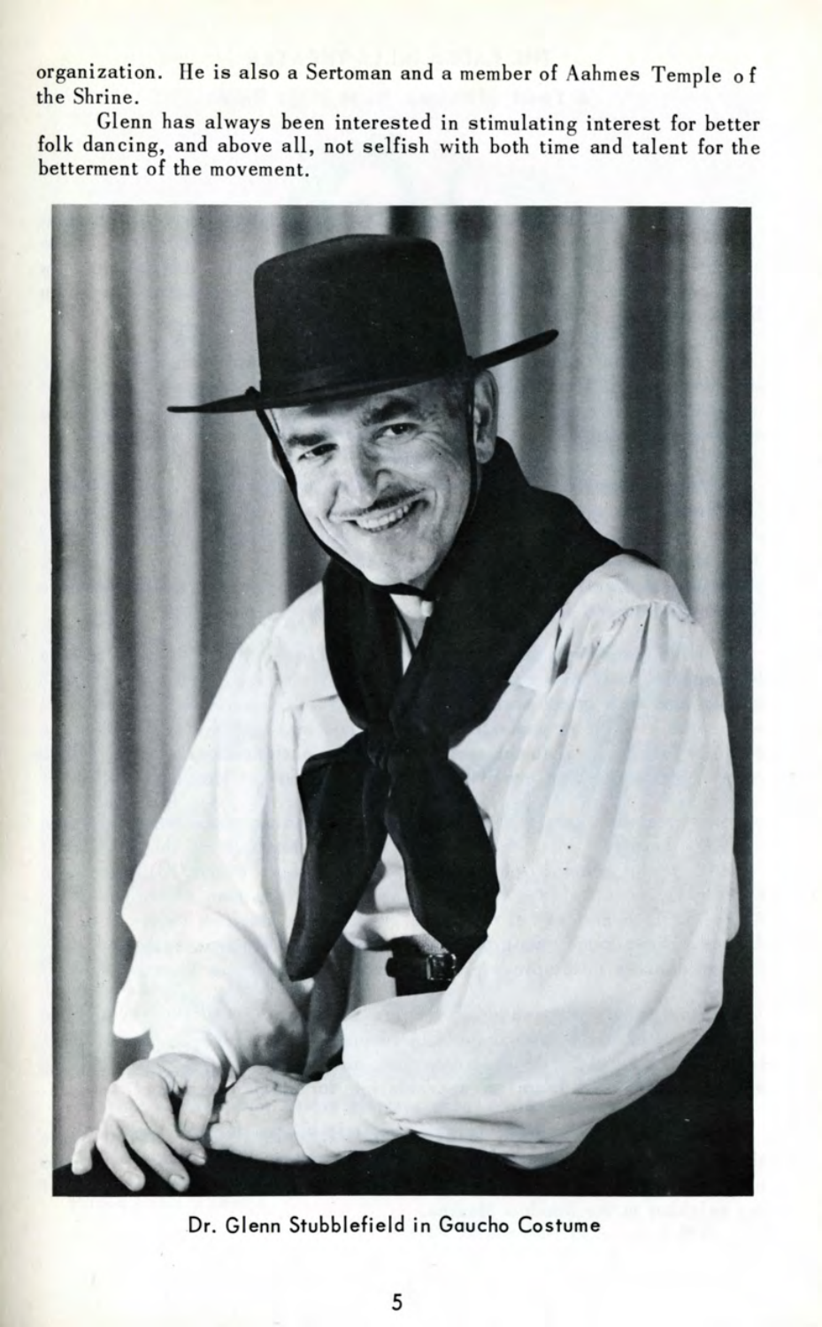organization. He is also a Sertoman and a member of Aahmes Temple of the Shrine.

Glenn has always been interested in stimulating interest for better folk dancing, and above all, not selfish with both time and talent for the betterment of the movement.

Dr. Glenn Stubblefield in Gaucho Costume